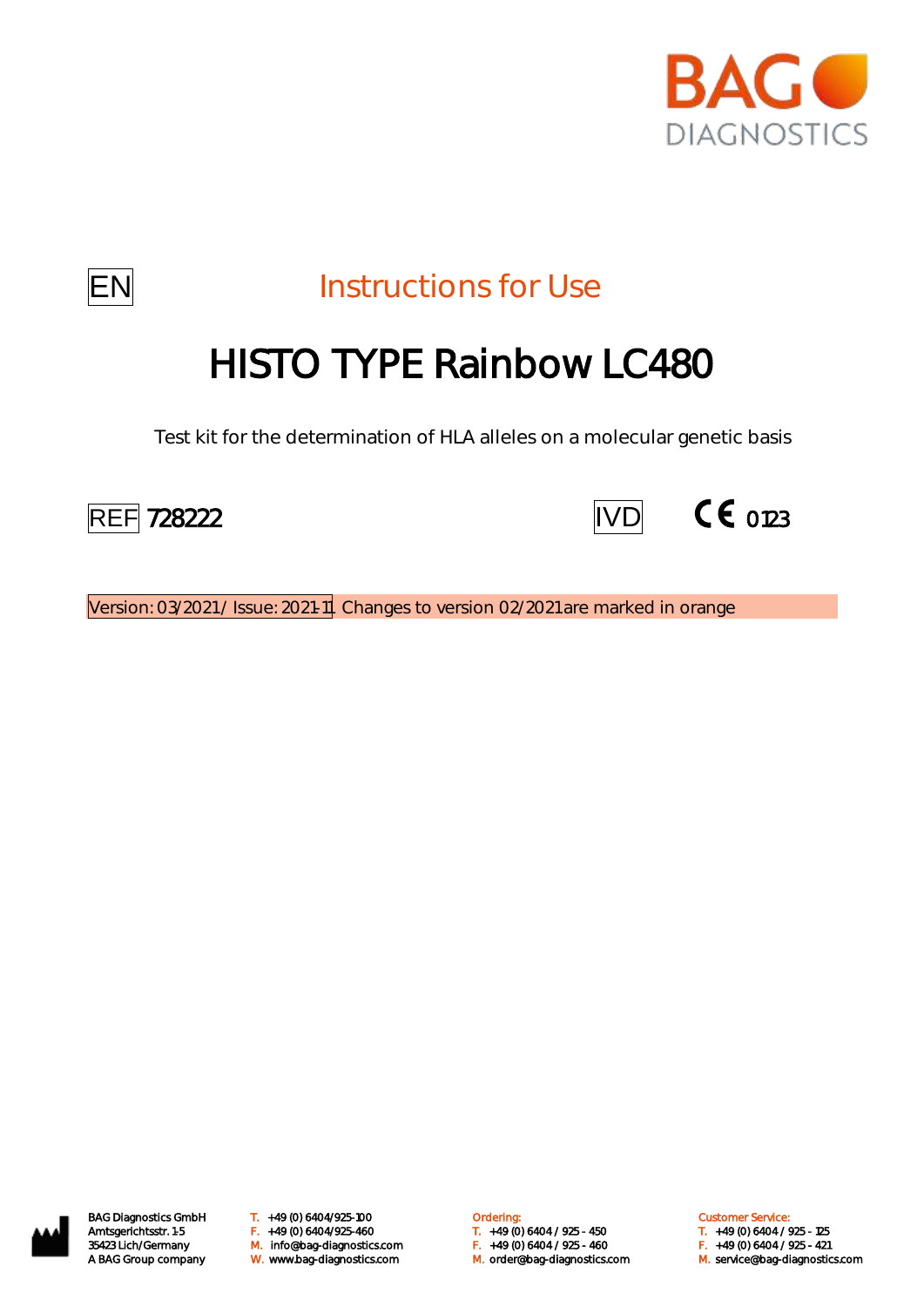BAG DIAGNOSTICS

EN

Instructions for Use

# HISTO TYPE Rainbow LC480

Test kit for the determination of HLA alleles on a molecular genetic basis

REF 728222

IVD CE 0123

Version: 03/2021 / Issue: 2021-11. Changes to version 02/2021 are marked in orange

BAG Diagnostics GmbH
Amtsgerichtsstr. 1-5
35423 Lich/Germany
A BAG Group company

T. +49 (0) 6404/925-100
F. +49 (0) 6404/925-460
M. info@bag-diagnostics.com
W. www.bag-diagnostics.com

Ordering:
T. +49 (0) 6404 / 925 - 450
F. +49 (0) 6404 / 925 - 460
M. order@bag-diagnostics.com

Customer Service:
T. +49 (0) 6404 / 925 - 125
F. +49 (0) 6404 / 925 - 421
M. service@bag-diagnostics.com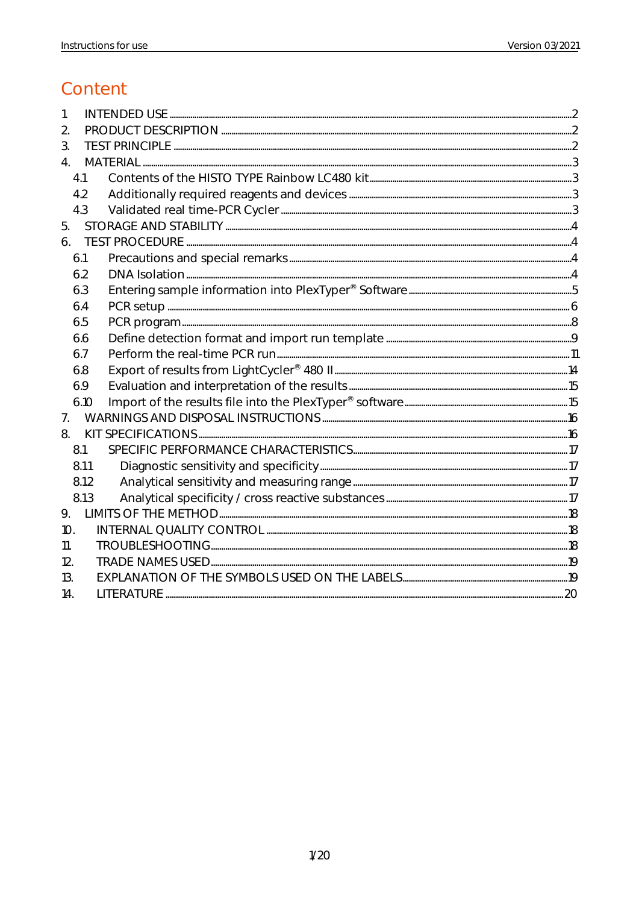# Content

| | | |
|---|---|---|
| 1. | INTENDED USE | 2 |
| 2. | PRODUCT DESCRIPTION | 2 |
| 3. | TEST PRINCIPLE | 2 |
| 4. | MATERIAL | 3 |
| 4.1 | Contents of the HISTO TYPE Rainbow LC480 kit | 3 |
| 4.2 | Additionally required reagents and devices | 3 |
| 4.3 | Validated real time-PCR Cycler | 3 |
| 5. | STORAGE AND STABILITY | 4 |
| 6. | TEST PROCEDURE | 4 |
| 6.1 | Precautions and special remarks | 4 |
| 6.2 | DNA Isolation | 4 |
| 6.3 | Entering sample information into PlexTyper® Software | 5 |
| 6.4 | PCR setup | 6 |
| 6.5 | PCR program | 8 |
| 6.6 | Define detection format and import run template | 9 |
| 6.7 | Perform the real-time PCR run | 11 |
| 6.8 | Export of results from LightCycler® 480 II | 14 |
| 6.9 | Evaluation and interpretation of the results | 15 |
| 6.10 | Import of the results file into the PlexTyper® software | 15 |
| 7. | WARNINGS AND DISPOSAL INSTRUCTIONS | 16 |
| 8. | KIT SPECIFICATIONS | 16 |
| 8.1 | SPECIFIC PERFORMANCE CHARACTERISTICS | 17 |
| 8.1.1 | Diagnostic sensitivity and specificity | 17 |
| 8.1.2 | Analytical sensitivity and measuring range | 17 |
| 8.1.3 | Analytical specificity / cross reactive substances | 17 |
| 9. | LIMITS OF THE METHOD | 18 |
| 10. | INTERNAL QUALITY CONTROL | 18 |
| 11. | TROUBLESHOOTING | 18 |
| 12. | TRADE NAMES USED | 19 |
| 13. | EXPLANATION OF THE SYMBOLS USED ON THE LABELS | 19 |
| 14. | LITERATURE | 20 |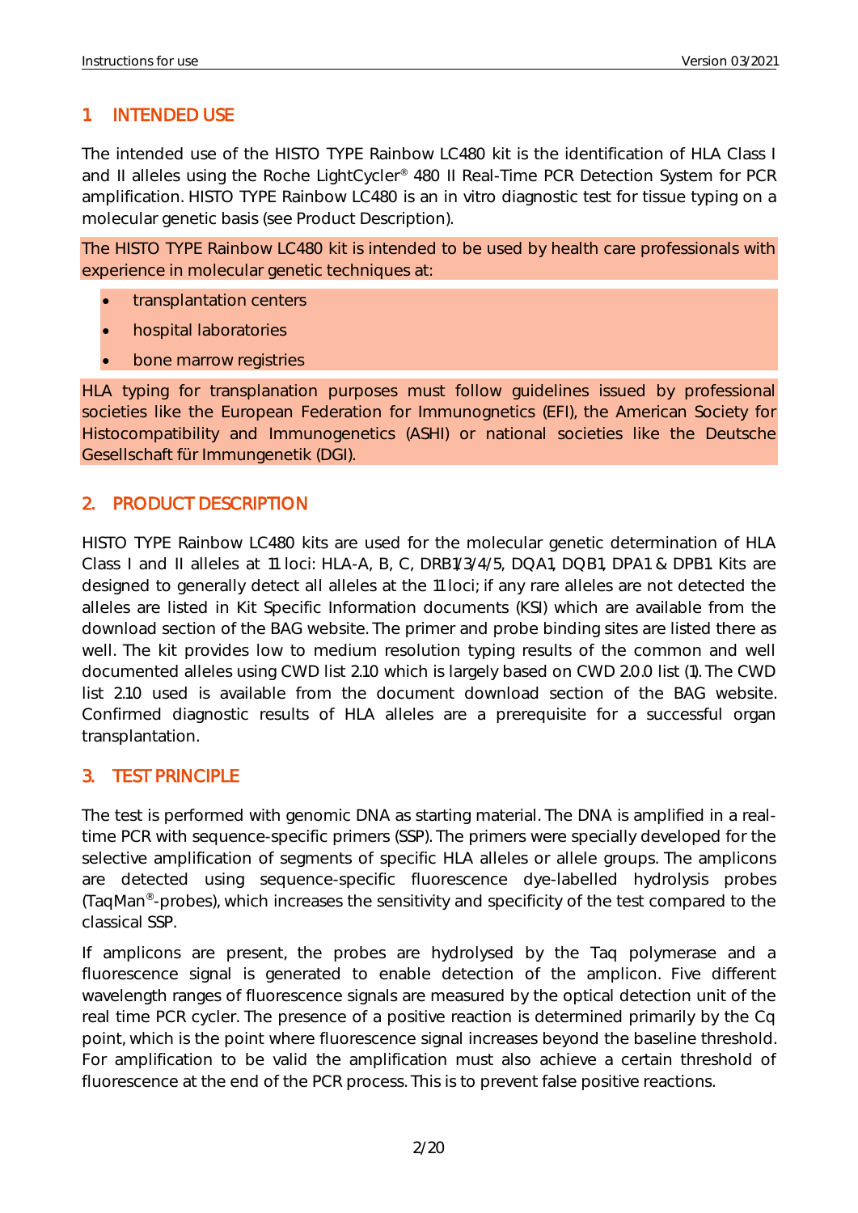## 1 INTENDED USE

The intended use of the HISTO TYPE Rainbow LC480 kit is the identification of HLA Class I and II alleles using the Roche LightCycler® 480 II Real-Time PCR Detection System for PCR amplification. HISTO TYPE Rainbow LC480 is an in vitro diagnostic test for tissue typing on a molecular genetic basis (see Product Description).

The HISTO TYPE Rainbow LC480 kit is intended to be used by health care professionals with experience in molecular genetic techniques at:

- transplantation centers
- hospital laboratories
- bone marrow registries

HLA typing for transplanation purposes must follow guidelines issued by professional societies like the European Federation for Immunognetics (EFI), the American Society for Histocompatibility and Immunogenetics (ASHI) or national societies like the Deutsche Gesellschaft für Immungenetik (DGI).

## 2. PRODUCT DESCRIPTION

HISTO TYPE Rainbow LC480 kits are used for the molecular genetic determination of HLA Class I and II alleles at 11 loci: HLA-A, B, C, DRB1/3/4/5, DQA1, DQB1, DPA1 & DPB1. Kits are designed to generally detect all alleles at the 11 loci; if any rare alleles are not detected the alleles are listed in Kit Specific Information documents (KSI) which are available from the download section of the BAG website. The primer and probe binding sites are listed there as well. The kit provides low to medium resolution typing results of the common and well documented alleles using CWD list 2.10 which is largely based on CWD 2.0.0 list (1). The CWD list 2.10 used is available from the document download section of the BAG website. Confirmed diagnostic results of HLA alleles are a prerequisite for a successful organ transplantation.

## 3. TEST PRINCIPLE

The test is performed with genomic DNA as starting material. The DNA is amplified in a real-time PCR with sequence-specific primers (SSP). The primers were specially developed for the selective amplification of segments of specific HLA alleles or allele groups. The amplicons are detected using sequence-specific fluorescence dye-labelled hydrolysis probes (TaqMan®-probes), which increases the sensitivity and specificity of the test compared to the classical SSP.

If amplicons are present, the probes are hydrolysed by the Taq polymerase and a fluorescence signal is generated to enable detection of the amplicon. Five different wavelength ranges of fluorescence signals are measured by the optical detection unit of the real time PCR cycler. The presence of a positive reaction is determined primarily by the Cq point, which is the point where fluorescence signal increases beyond the baseline threshold. For amplification to be valid the amplification must also achieve a certain threshold of fluorescence at the end of the PCR process. This is to prevent false positive reactions.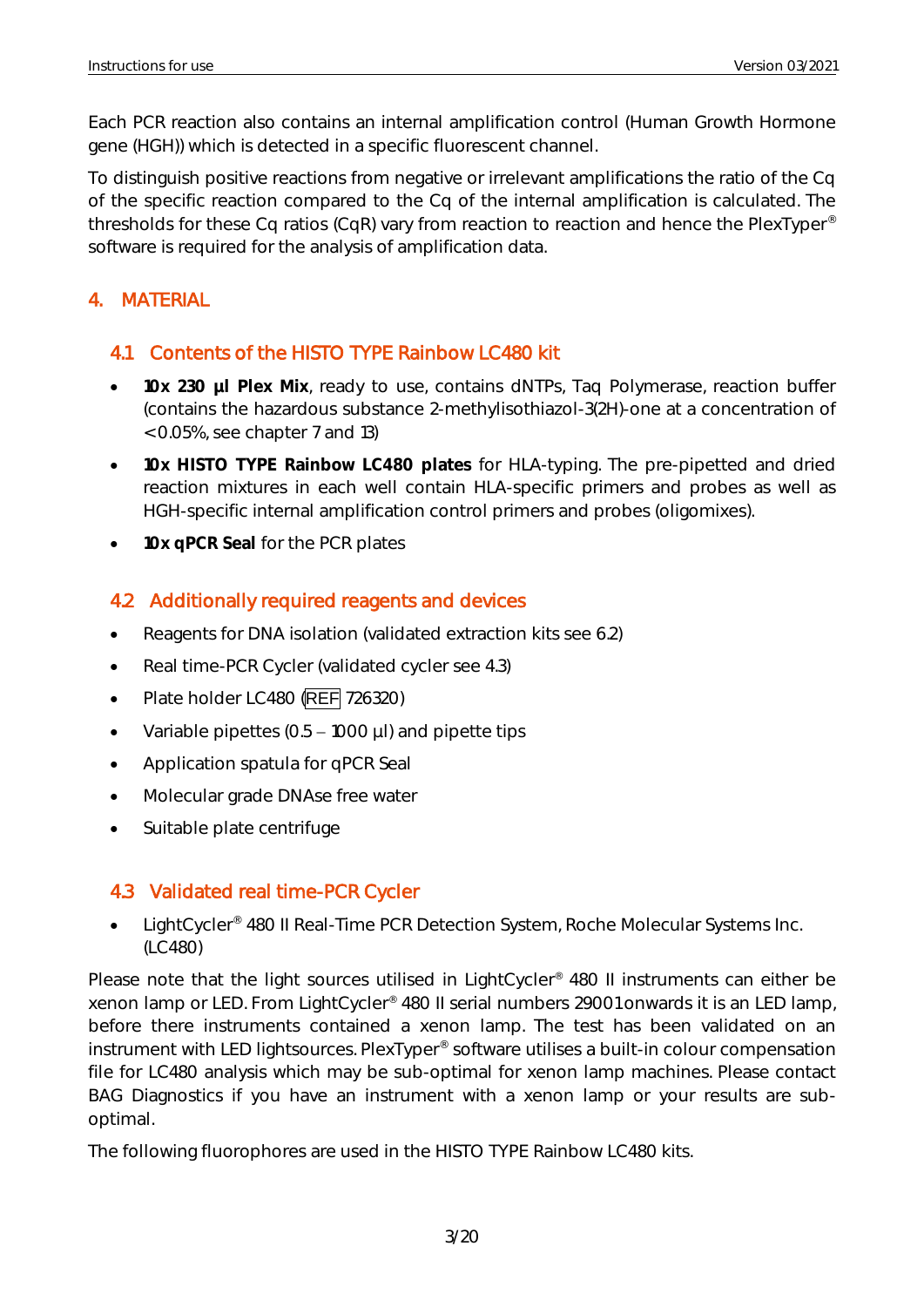Each PCR reaction also contains an internal amplification control (Human Growth Hormone gene (HGH)) which is detected in a specific fluorescent channel.

To distinguish positive reactions from negative or irrelevant amplifications the ratio of the Cq of the specific reaction compared to the Cq of the internal amplification is calculated. The thresholds for these Cq ratios (CqR) vary from reaction to reaction and hence the PlexTyper® software is required for the analysis of amplification data.

# 4. MATERIAL

## 4.1 Contents of the HISTO TYPE Rainbow LC480 kit

- **10x 230 µl Plex Mix**, ready to use, contains dNTPs, Taq Polymerase, reaction buffer (contains the hazardous substance 2-methylisothiazol-3(2H)-one at a concentration of <0.05%, see chapter 7 and 13)
- **10x HISTO TYPE Rainbow LC480 plates** for HLA-typing. The pre-pipetted and dried reaction mixtures in each well contain HLA-specific primers and probes as well as HGH-specific internal amplification control primers and probes (oligomixes).
- **10x qPCR Seal** for the PCR plates

## 4.2 Additionally required reagents and devices

- Reagents for DNA isolation (validated extraction kits see 6.2)
- Real time-PCR Cycler (validated cycler see 4.3)
- Plate holder LC480 (REF 726320)
- Variable pipettes (0.5 – 1000 µl) and pipette tips
- Application spatula for qPCR Seal
- Molecular grade DNAse free water
- Suitable plate centrifuge

## 4.3 Validated real time-PCR Cycler

- LightCycler® 480 II Real-Time PCR Detection System, Roche Molecular Systems Inc. (LC480)

Please note that the light sources utilised in LightCycler® 480 II instruments can either be xenon lamp or LED. From LightCycler® 480 II serial numbers 29001 onwards it is an LED lamp, before there instruments contained a xenon lamp. The test has been validated on an instrument with LED lightsources. PlexTyper® software utilises a built-in colour compensation file for LC480 analysis which may be sub-optimal for xenon lamp machines. Please contact BAG Diagnostics if you have an instrument with a xenon lamp or your results are sub-optimal.

The following fluorophores are used in the HISTO TYPE Rainbow LC480 kits.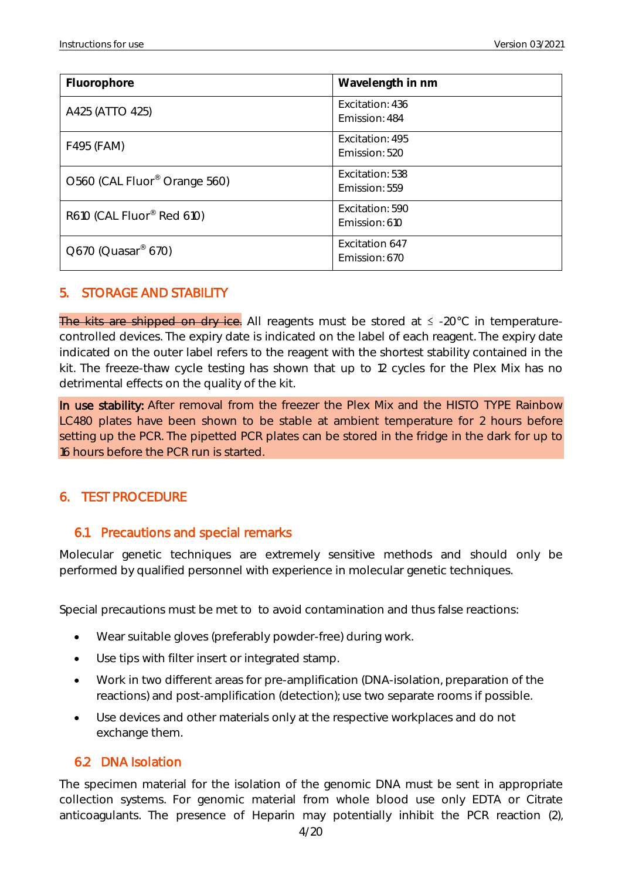| Fluorophore | Wavelength in nm |
|---|---|
| A425 (ATTO 425) | Excitation: 436<br>Emission: 484 |
| F495 (FAM) | Excitation: 495<br>Emission: 520 |
| O560 (CAL Fluor® Orange 560) | Excitation: 538<br>Emission: 559 |
| R610 (CAL Fluor® Red 610) | Excitation: 590<br>Emission: 610 |
| Q670 (Quasar® 670) | Excitation 647<br>Emission: 670 |

## 5. STORAGE AND STABILITY

~~The kits are shipped on dry ice.~~ All reagents must be stored at ≤ -20°C in temperature-controlled devices. The expiry date is indicated on the label of each reagent. The expiry date indicated on the outer label refers to the reagent with the shortest stability contained in the kit. The freeze-thaw cycle testing has shown that up to 12 cycles for the Plex Mix has no detrimental effects on the quality of the kit.

**In use stability:** After removal from the freezer the Plex Mix and the HISTO TYPE Rainbow LC480 plates have been shown to be stable at ambient temperature for 2 hours before setting up the PCR. The pipetted PCR plates can be stored in the fridge in the dark for up to 16 hours before the PCR run is started.

## 6. TEST PROCEDURE

### 6.1 Precautions and special remarks

Molecular genetic techniques are extremely sensitive methods and should only be performed by qualified personnel with experience in molecular genetic techniques.

Special precautions must be met to  to avoid contamination and thus false reactions:

- Wear suitable gloves (preferably powder-free) during work.
- Use tips with filter insert or integrated stamp.
- Work in two different areas for pre-amplification (DNA-isolation, preparation of the reactions) and post-amplification (detection); use two separate rooms if possible.
- Use devices and other materials only at the respective workplaces and do not exchange them.

### 6.2 DNA Isolation

The specimen material for the isolation of the genomic DNA must be sent in appropriate collection systems. For genomic material from whole blood use only EDTA or Citrate anticoagulants. The presence of Heparin may potentially inhibit the PCR reaction (2),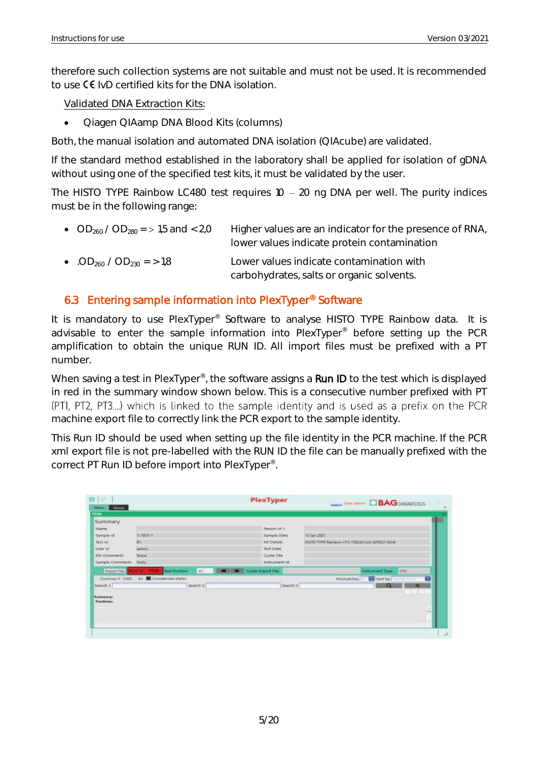therefore such collection systems are not suitable and must not be used. It is recommended to use CE IvD certified kits for the DNA isolation.

Validated DNA Extraction Kits:

- Qiagen QIAamp DNA Blood Kits (columns)

Both, the manual isolation and automated DNA isolation (QIAcube) are validated.

If the standard method established in the laboratory shall be applied for isolation of gDNA without using one of the specified test kits, it must be validated by the user.

The HISTO TYPE Rainbow LC480 test requires 10 – 20 ng DNA per well. The purity indices must be in the following range:

- $OD_{260}$ / $OD_{280}$ => 1,5 and < 2,0 — Higher values are an indicator for the presence of RNA, lower values indicate protein contamination
- $OD_{260}$ / $OD_{230}$ => 1,8 — Lower values indicate contamination with carbohydrates, salts or organic solvents.

## 6.3 Entering sample information into PlexTyper® Software

It is mandatory to use PlexTyper® Software to analyse HISTO TYPE Rainbow data. It is advisable to enter the sample information into PlexTyper® before setting up the PCR amplification to obtain the unique RUN ID. All import files must be prefixed with a PT number.

When saving a test in PlexTyper®, the software assigns a **Run ID** to the test which is displayed in red in the summary window shown below. This is a consecutive number prefixed with PT (PT1, PT2, PT3….) which is linked to the sample identity and is used as a prefix on the PCR machine export file to correctly link the PCR export to the sample identity.

This Run ID should be used when setting up the file identity in the PCR machine. If the PCR xml export file is not pre-labelled with the RUN ID the file can be manually prefixed with the correct PT Run ID before import into PlexTyper®.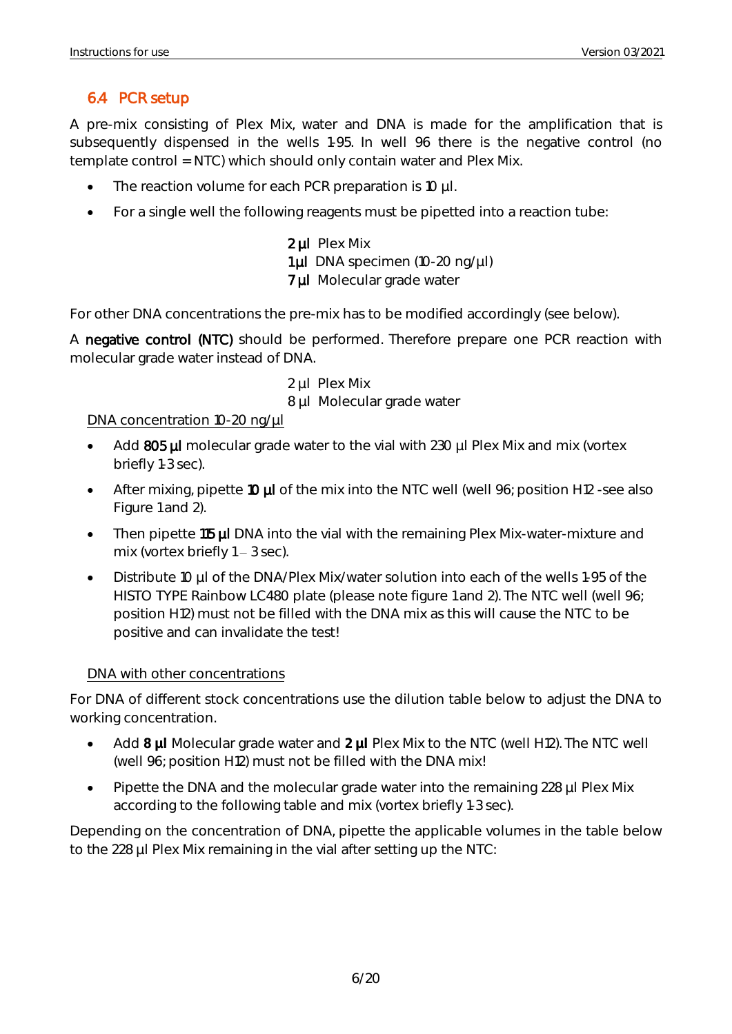## 6.4 PCR setup

A pre-mix consisting of Plex Mix, water and DNA is made for the amplification that is subsequently dispensed in the wells 1-95. In well 96 there is the negative control (no template control = NTC) which should only contain water and Plex Mix.

- The reaction volume for each PCR preparation is 10 µl.
- For a single well the following reagents must be pipetted into a reaction tube:

**2 µl** Plex Mix
**1 µl** DNA specimen (10-20 ng/µl)
**7 µl** Molecular grade water

For other DNA concentrations the pre-mix has to be modified accordingly (see below).

A **negative control (NTC)** should be performed. Therefore prepare one PCR reaction with molecular grade water instead of DNA.

2 µl Plex Mix
8 µl Molecular grade water

DNA concentration 10-20 ng/µl

- Add **805 µl** molecular grade water to the vial with 230 µl Plex Mix and mix (vortex briefly 1-3 sec).
- After mixing, pipette **10 µl** of the mix into the NTC well (well 96; position H12 -see also Figure 1 and 2).
- Then pipette **115 µl** DNA into the vial with the remaining Plex Mix-water-mixture and mix (vortex briefly 1 – 3 sec).
- Distribute 10 µl of the DNA/Plex Mix/water solution into each of the wells 1-95 of the HISTO TYPE Rainbow LC480 plate (please note figure 1 and 2). The NTC well (well 96; position H12) must not be filled with the DNA mix as this will cause the NTC to be positive and can invalidate the test!

DNA with other concentrations

For DNA of different stock concentrations use the dilution table below to adjust the DNA to working concentration.

- Add **8 µl** Molecular grade water and **2 µl** Plex Mix to the NTC (well H12). The NTC well (well 96; position H12) must not be filled with the DNA mix!
- Pipette the DNA and the molecular grade water into the remaining 228 µl Plex Mix according to the following table and mix (vortex briefly 1-3 sec).

Depending on the concentration of DNA, pipette the applicable volumes in the table below to the 228 µl Plex Mix remaining in the vial after setting up the NTC: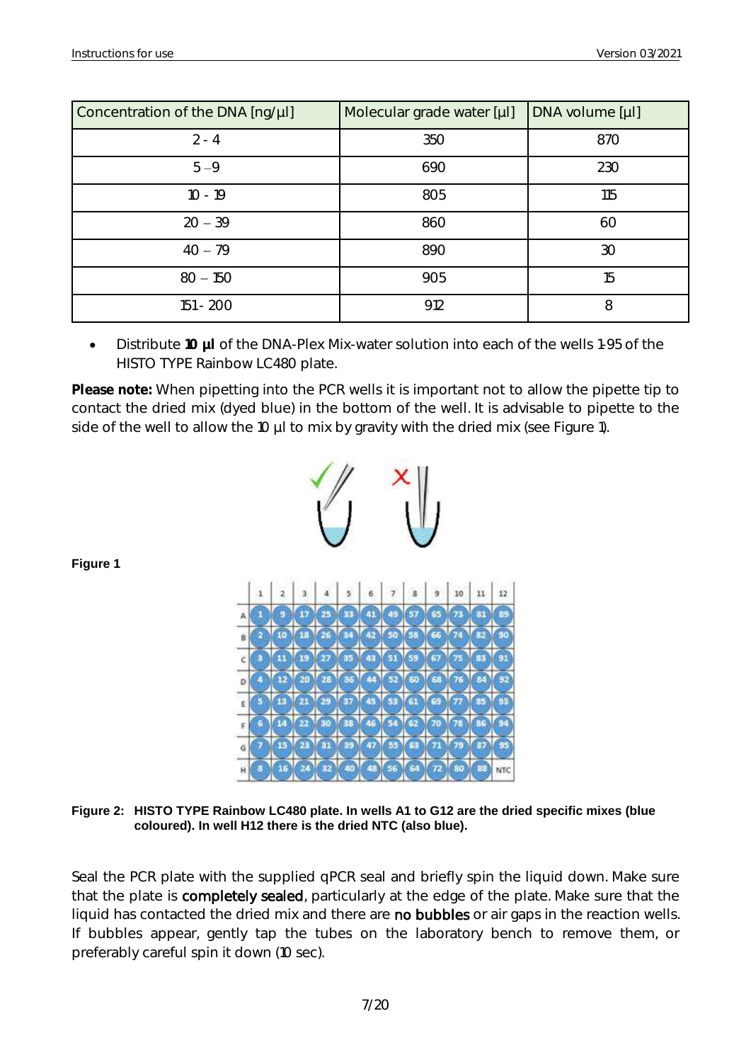| Concentration of the DNA [ng/µl] | Molecular grade water [µl] | DNA volume [µl] |
|---|---|---|
| 2 - 4 | 350 | 870 |
| 5 – 9 | 690 | 230 |
| 10 - 19 | 805 | 115 |
| 20 – 39 | 860 | 60 |
| 40 – 79 | 890 | 30 |
| 80 – 150 | 905 | 15 |
| 151 - 200 | 912 | 8 |

- Distribute **10 µl** of the DNA-Plex Mix-water solution into each of the wells 1-95 of the HISTO TYPE Rainbow LC480 plate.

**Please note:** When pipetting into the PCR wells it is important not to allow the pipette tip to contact the dried mix (dyed blue) in the bottom of the well. It is advisable to pipette to the side of the well to allow the 10 µl to mix by gravity with the dried mix (see Figure 1).

**Figure 1**

**Figure 2: HISTO TYPE Rainbow LC480 plate. In wells A1 to G12 are the dried specific mixes (blue coloured). In well H12 there is the dried NTC (also blue).**

Seal the PCR plate with the supplied qPCR seal and briefly spin the liquid down. Make sure that the plate is completely sealed, particularly at the edge of the plate. Make sure that the liquid has contacted the dried mix and there are no bubbles or air gaps in the reaction wells. If bubbles appear, gently tap the tubes on the laboratory bench to remove them, or preferably careful spin it down (10 sec).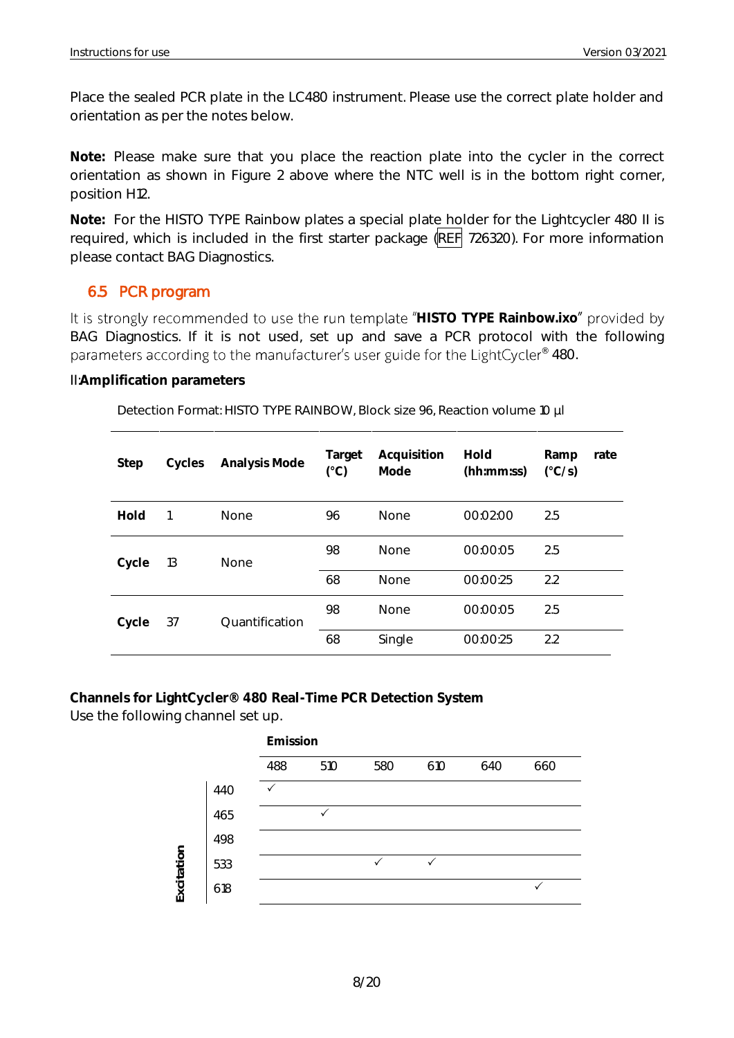Place the sealed PCR plate in the LC480 instrument. Please use the correct plate holder and orientation as per the notes below.

**Note:** Please make sure that you place the reaction plate into the cycler in the correct orientation as shown in Figure 2 above where the NTC well is in the bottom right corner, position H12.

**Note:** For the HISTO TYPE Rainbow plates a special plate holder for the Lightcycler 480 II is required, which is included in the first starter package (REF 726320). For more information please contact BAG Diagnostics.

## 6.5 PCR program

It is strongly recommended to use the run template "**HISTO TYPE Rainbow.ixo**" provided by BAG Diagnostics. If it is not used, set up and save a PCR protocol with the following parameters according to the manufacturer's user guide for the LightCycler® 480.

II:**Amplification parameters**

Detection Format: HISTO TYPE RAINBOW, Block size 96, Reaction volume 10 µl

| Step | Cycles | Analysis Mode | Target (°C) | Acquisition Mode | Hold (hh:mm:ss) | Ramp rate (°C/s) |
|---|---|---|---|---|---|---|
| **Hold** | 1 | None | 96 | None | 00:02:00 | 2.5 |
| **Cycle** | 13 | None | 98 | None | 00:00:05 | 2.5 |
| | | | 68 | None | 00:00:25 | 2.2 |
| **Cycle** | 37 | Quantification | 98 | None | 00:00:05 | 2.5 |
| | | | 68 | Single | 00:00:25 | 2.2 |

**Channels for LightCycler® 480 Real-Time PCR Detection System**
Use the following channel set up.

| Excitation \ Emission | 488 | 510 | 580 | 610 | 640 | 660 |
|---|---|---|---|---|---|---|
| 440 | ✓ | | | | | |
| 465 | | ✓ | | | | |
| 498 | | | | | | |
| 533 | | | ✓ | ✓ | | |
| 618 | | | | | | ✓ |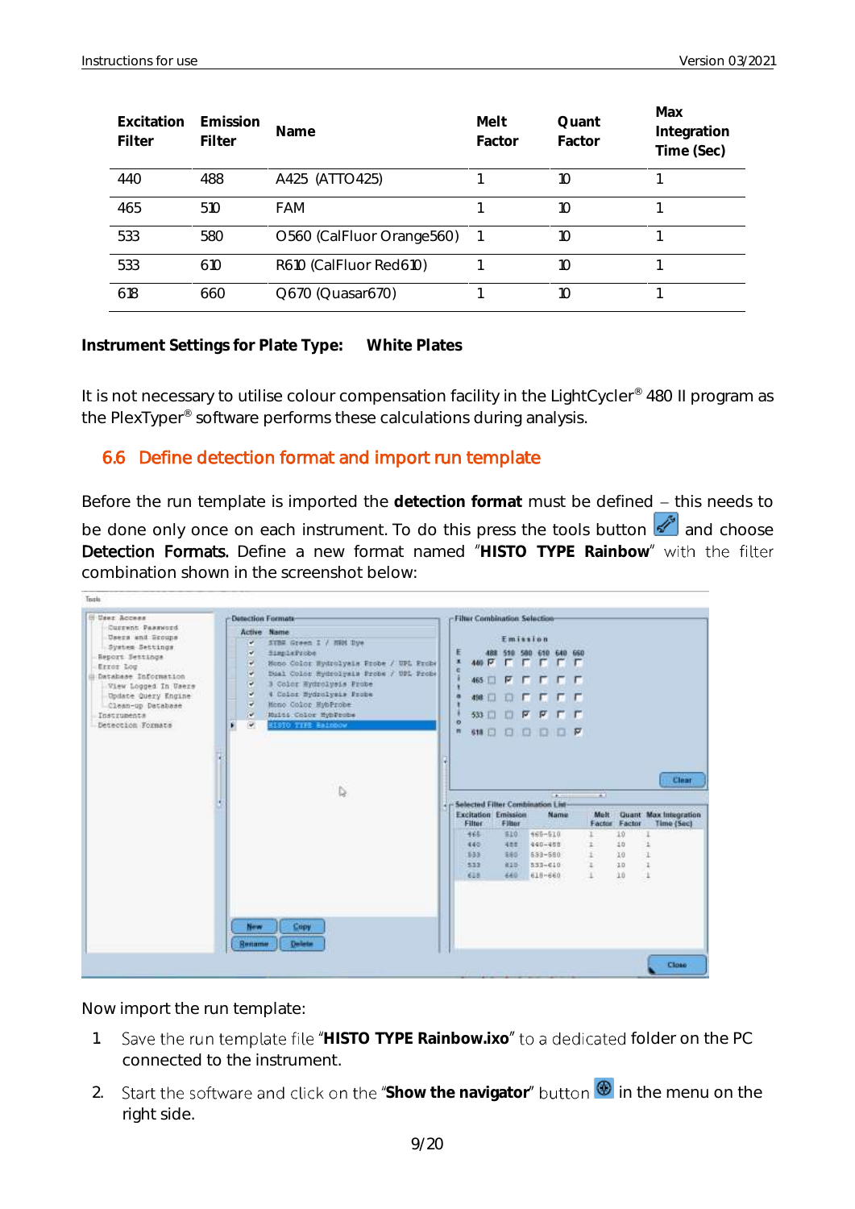| Excitation Filter | Emission Filter | Name | Melt Factor | Quant Factor | Max Integration Time (Sec) |
|---|---|---|---|---|---|
| 440 | 488 | A425 (ATTO425) | 1 | 10 | 1 |
| 465 | 510 | FAM | 1 | 10 | 1 |
| 533 | 580 | O560 (CalFluor Orange560) | 1 | 10 | 1 |
| 533 | 610 | R610 (CalFluor Red610) | 1 | 10 | 1 |
| 618 | 660 | Q670 (Quasar670) | 1 | 10 | 1 |

**Instrument Settings for Plate Type: White Plates**

It is not necessary to utilise colour compensation facility in the LightCycler® 480 II program as the PlexTyper® software performs these calculations during analysis.

## 6.6 Define detection format and import run template

Before the run template is imported the **detection format** must be defined – this needs to be done only once on each instrument. To do this press the tools button and choose **Detection Formats.** Define a new format named "**HISTO TYPE Rainbow**" with the filter combination shown in the screenshot below:

Now import the run template:

1. Save the run template file "**HISTO TYPE Rainbow.ixo**" to a dedicated folder on the PC connected to the instrument.
2. Start the software and click on the "**Show the navigator**" button in the menu on the right side.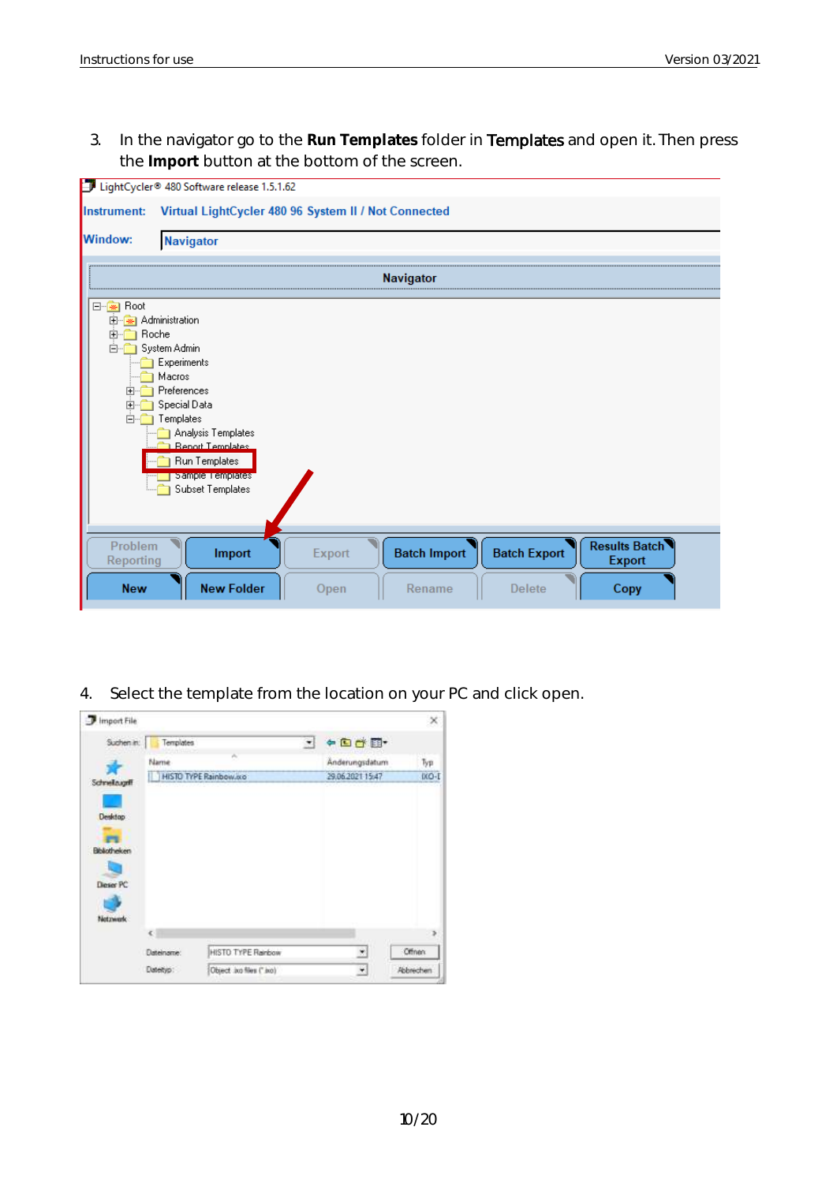3. In the navigator go to the **Run Templates** folder in Templates and open it. Then press the **Import** button at the bottom of the screen.

4. Select the template from the location on your PC and click open.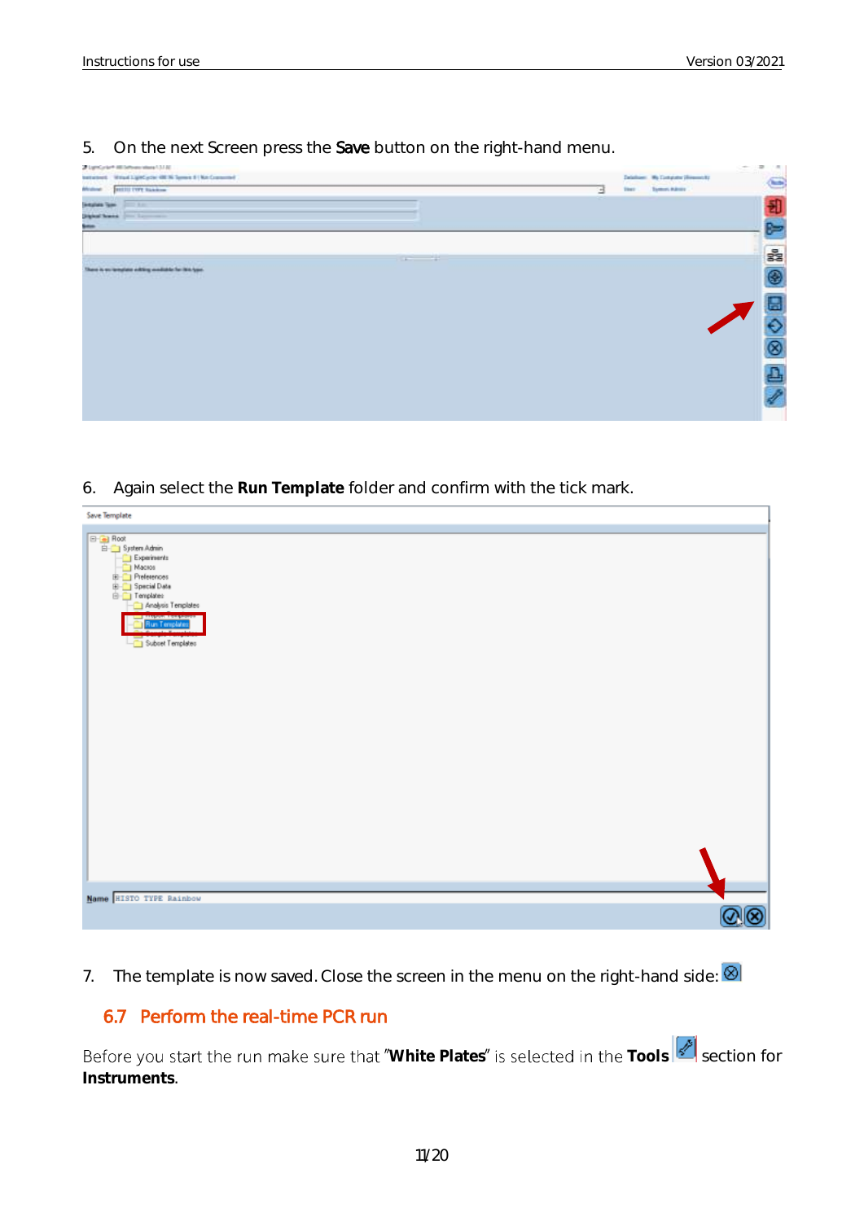5. On the next Screen press the **Save** button on the right-hand menu.

6. Again select the **Run Template** folder and confirm with the tick mark.

7. The template is now saved. Close the screen in the menu on the right-hand side:

## 6.7 Perform the real-time PCR run

Before you start the run make sure that "**White Plates**" is selected in the **Tools** section for **Instruments**.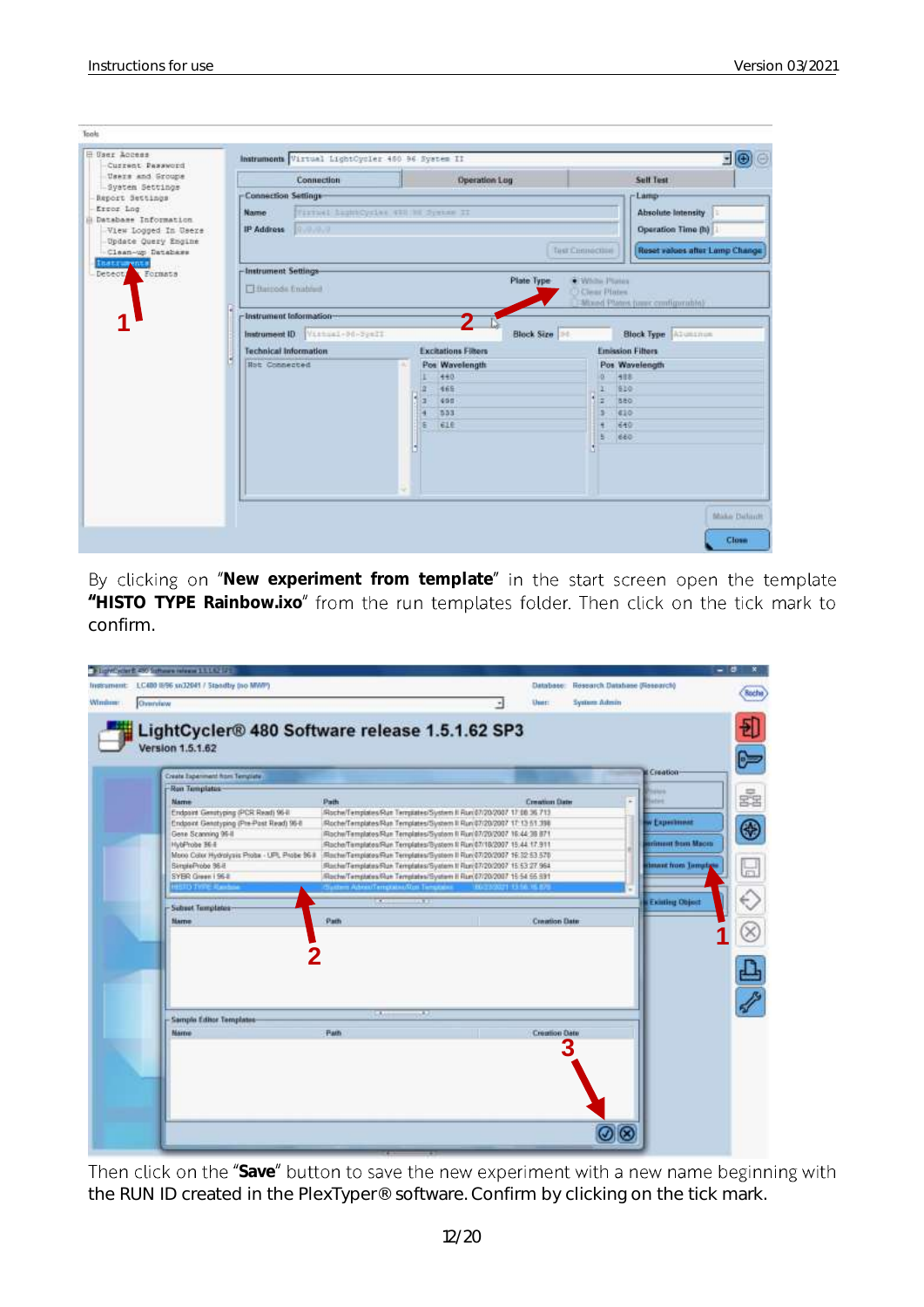By clicking on "**New experiment from template**" in the start screen open the template **"HISTO TYPE Rainbow.ixo**" from the run templates folder. Then click on the tick mark to confirm.

Then click on the "**Save**" button to save the new experiment with a new name beginning with the RUN ID created in the PlexTyper® software. Confirm by clicking on the tick mark.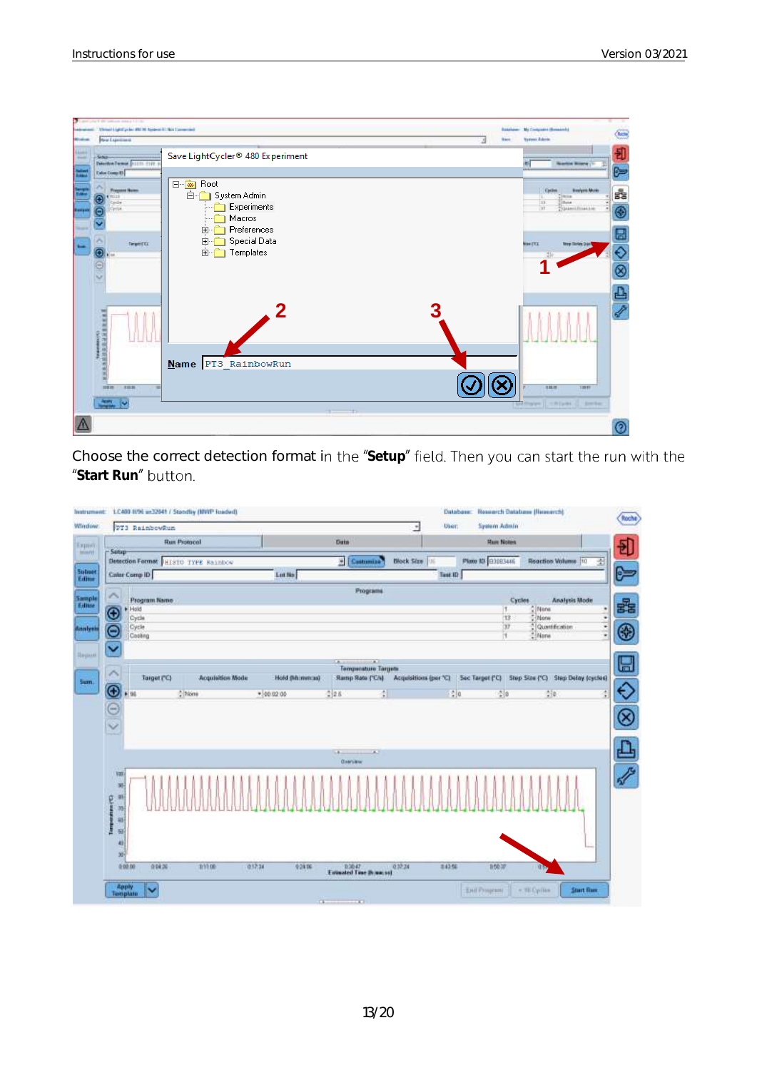Choose the correct detection format in the “**Setup**” field. Then you can start the run with the “**Start Run**” button.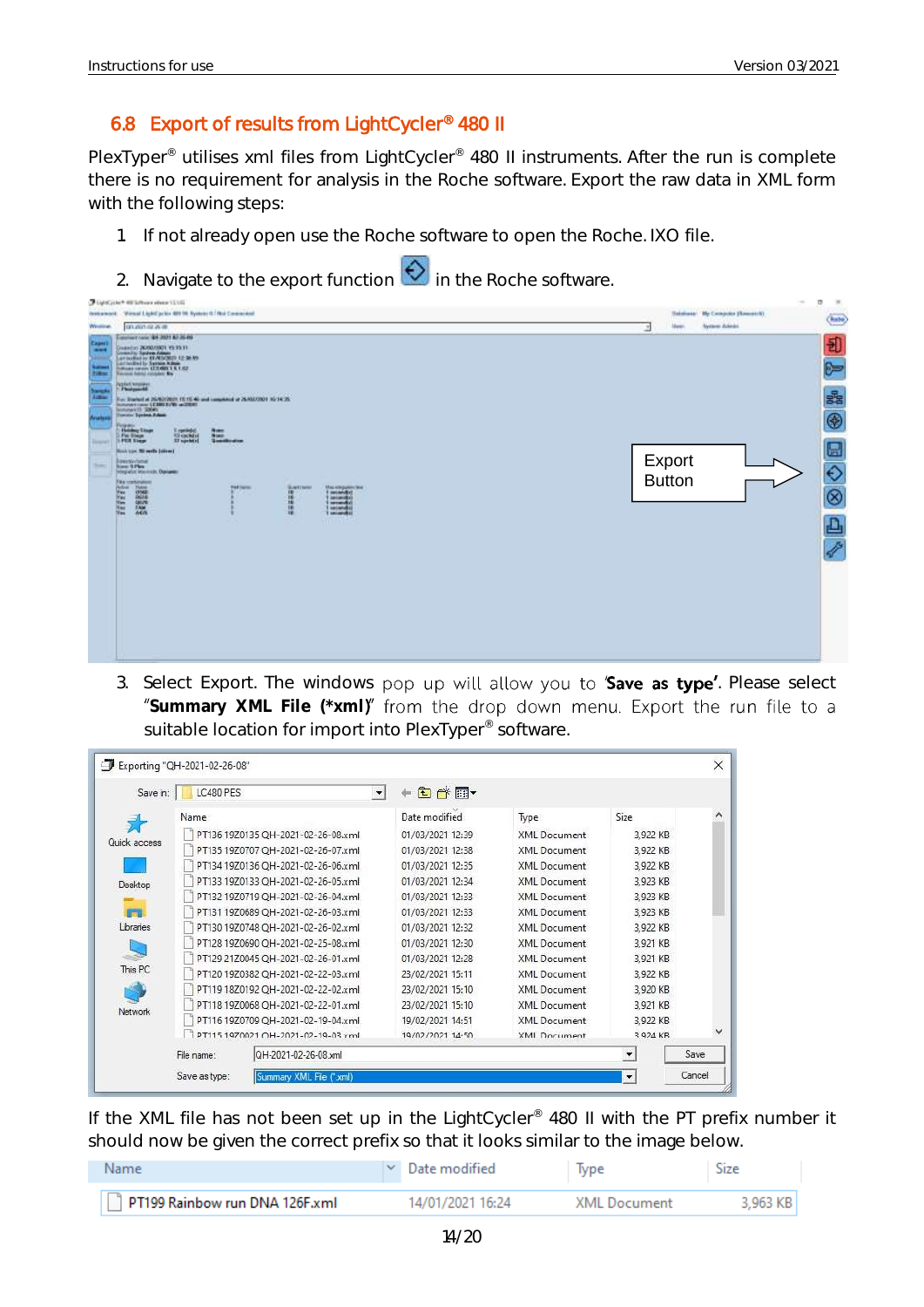## 6.8 Export of results from LightCycler® 480 II

PlexTyper® utilises xml files from LightCycler® 480 II instruments. After the run is complete there is no requirement for analysis in the Roche software. Export the raw data in XML form with the following steps:

1. If not already open use the Roche software to open the Roche. IXO file.
2. Navigate to the export function in the Roche software.
3. Select Export. The windows pop up will allow you to '**Save as type**'. Please select "**Summary XML File (*xml)**" from the drop down menu. Export the run file to a suitable location for import into PlexTyper® software.

If the XML file has not been set up in the LightCycler® 480 II with the PT prefix number it should now be given the correct prefix so that it looks similar to the image below.

| Name | Date modified | Type | Size |
|---|---|---|---|
| PT199 Rainbow run DNA 126F.xml | 14/01/2021 16:24 | XML Document | 3,963 KB |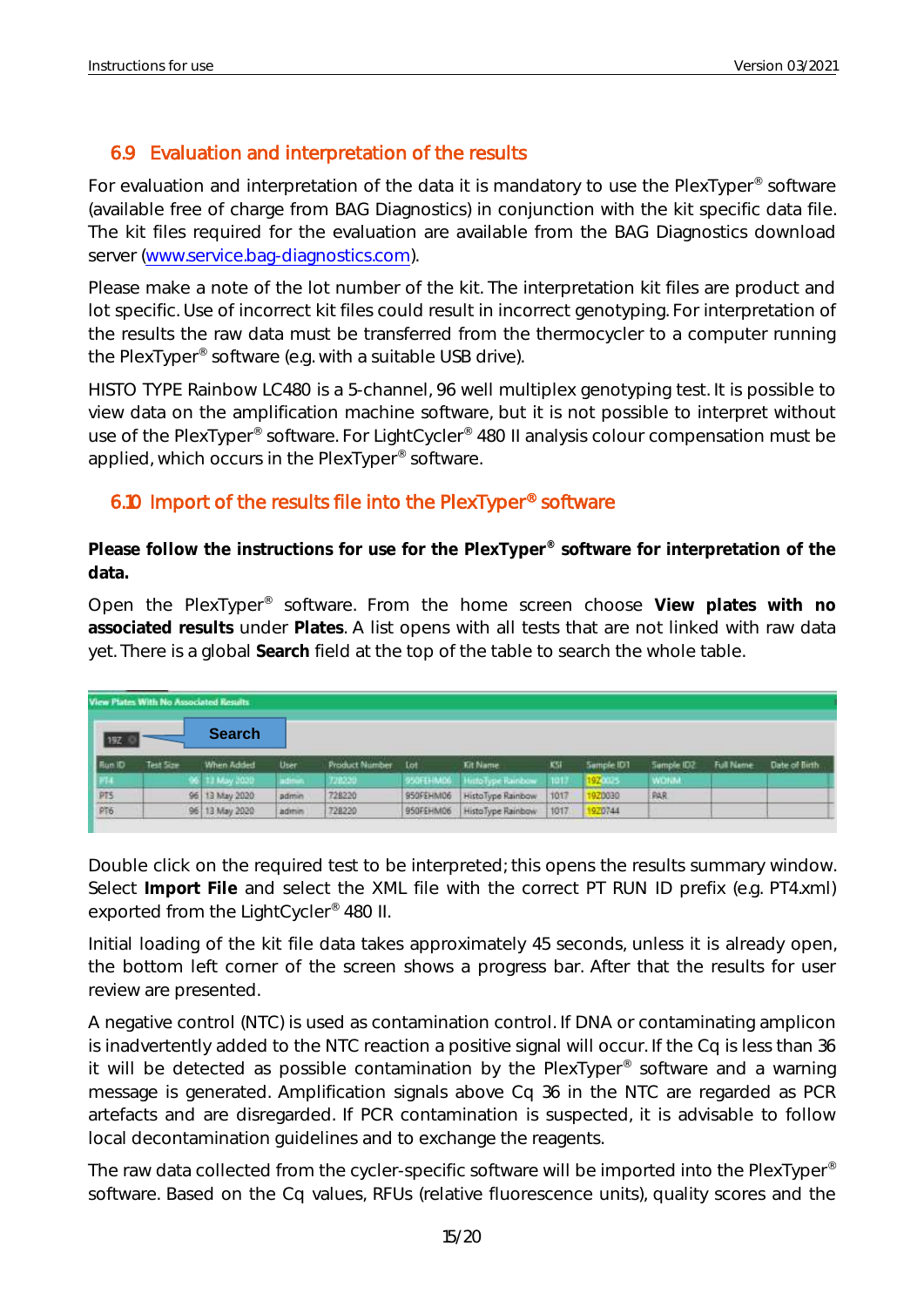## 6.9 Evaluation and interpretation of the results

For evaluation and interpretation of the data it is mandatory to use the PlexTyper® software (available free of charge from BAG Diagnostics) in conjunction with the kit specific data file. The kit files required for the evaluation are available from the BAG Diagnostics download server (www.service.bag-diagnostics.com).

Please make a note of the lot number of the kit. The interpretation kit files are product and lot specific. Use of incorrect kit files could result in incorrect genotyping. For interpretation of the results the raw data must be transferred from the thermocycler to a computer running the PlexTyper® software (e.g. with a suitable USB drive).

HISTO TYPE Rainbow LC480 is a 5-channel, 96 well multiplex genotyping test. It is possible to view data on the amplification machine software, but it is not possible to interpret without use of the PlexTyper® software. For LightCycler® 480 II analysis colour compensation must be applied, which occurs in the PlexTyper® software.

## 6.10 Import of the results file into the PlexTyper® software

**Please follow the instructions for use for the PlexTyper® software for interpretation of the data.**

Open the PlexTyper® software. From the home screen choose **View plates with no associated results** under **Plates**. A list opens with all tests that are not linked with raw data yet. There is a global **Search** field at the top of the table to search the whole table.

View Plates With No Associated Results

Search

| Run ID | Test Size | When Added | User | Product Number | Lot | Kit Name | KSI | Sample ID1 | Sample ID2 | Full Name | Date of Birth |
|---|---|---|---|---|---|---|---|---|---|---|---|
| PT4 | 96 | 13 May 2020 | admin | 728220 | 950FEHM06 | HistoType Rainbow | 1017 | 1920025 | WONM | | |
| PT5 | 96 | 13 May 2020 | admin | 728220 | 950FEHM06 | HistoType Rainbow | 1017 | 1920030 | PAR | | |
| PT6 | 96 | 13 May 2020 | admin | 728220 | 950FEHM06 | HistoType Rainbow | 1017 | 1920744 | | | |

Double click on the required test to be interpreted; this opens the results summary window. Select **Import File** and select the XML file with the correct PT RUN ID prefix (e.g. PT4.xml) exported from the LightCycler® 480 II.

Initial loading of the kit file data takes approximately 45 seconds, unless it is already open, the bottom left corner of the screen shows a progress bar. After that the results for user review are presented.

A negative control (NTC) is used as contamination control. If DNA or contaminating amplicon is inadvertently added to the NTC reaction a positive signal will occur. If the Cq is less than 36 it will be detected as possible contamination by the PlexTyper® software and a warning message is generated. Amplification signals above Cq 36 in the NTC are regarded as PCR artefacts and are disregarded. If PCR contamination is suspected, it is advisable to follow local decontamination guidelines and to exchange the reagents.

The raw data collected from the cycler-specific software will be imported into the PlexTyper® software. Based on the Cq values, RFUs (relative fluorescence units), quality scores and the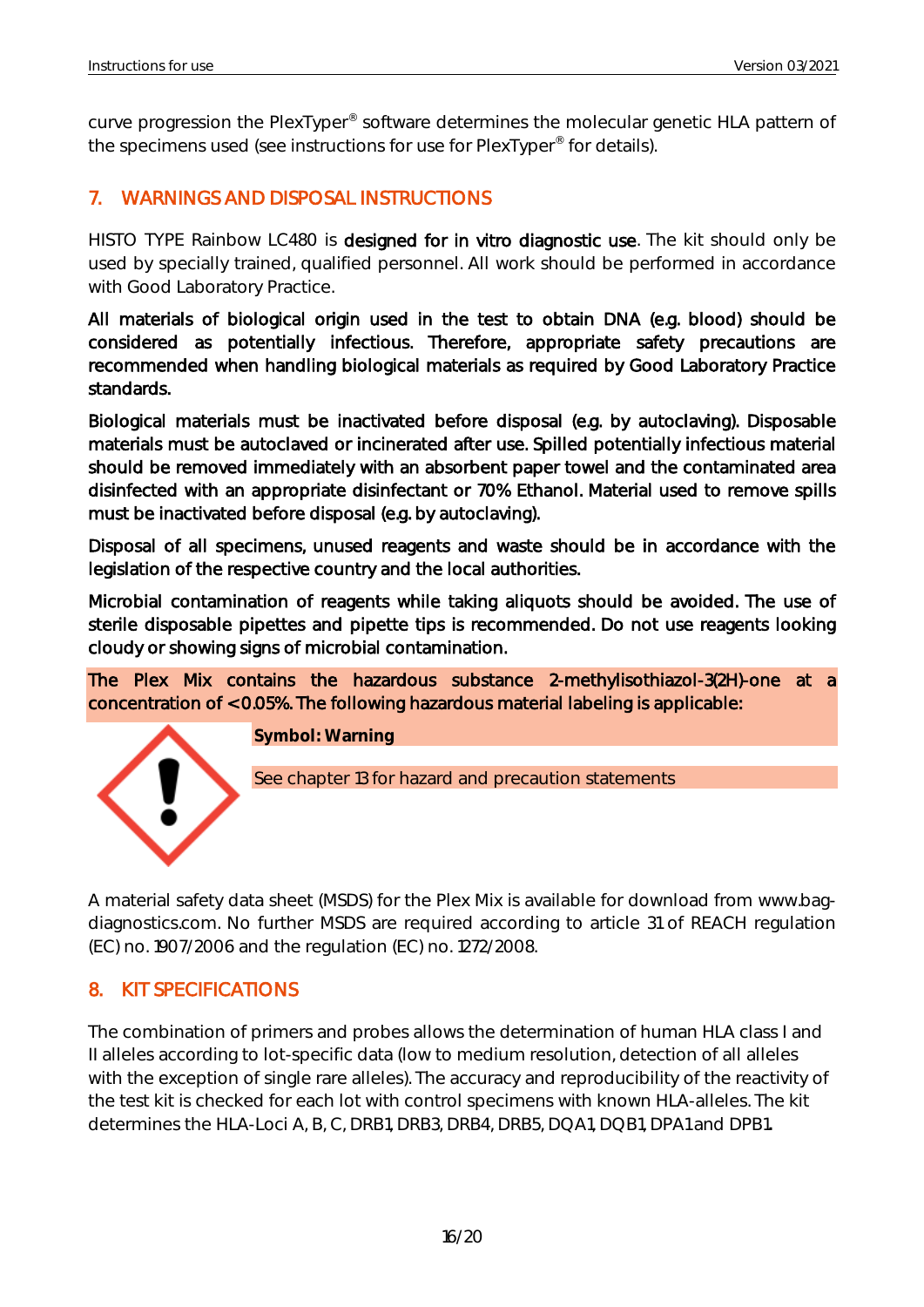curve progression the PlexTyper® software determines the molecular genetic HLA pattern of the specimens used (see instructions for use for PlexTyper® for details).

## 7. WARNINGS AND DISPOSAL INSTRUCTIONS

HISTO TYPE Rainbow LC480 is designed for in vitro diagnostic use. The kit should only be used by specially trained, qualified personnel. All work should be performed in accordance with Good Laboratory Practice.

All materials of biological origin used in the test to obtain DNA (e.g. blood) should be considered as potentially infectious. Therefore, appropriate safety precautions are recommended when handling biological materials as required by Good Laboratory Practice standards.

Biological materials must be inactivated before disposal (e.g. by autoclaving). Disposable materials must be autoclaved or incinerated after use. Spilled potentially infectious material should be removed immediately with an absorbent paper towel and the contaminated area disinfected with an appropriate disinfectant or 70% Ethanol. Material used to remove spills must be inactivated before disposal (e.g. by autoclaving).

Disposal of all specimens, unused reagents and waste should be in accordance with the legislation of the respective country and the local authorities.

Microbial contamination of reagents while taking aliquots should be avoided. The use of sterile disposable pipettes and pipette tips is recommended. Do not use reagents looking cloudy or showing signs of microbial contamination.

The Plex Mix contains the hazardous substance 2-methylisothiazol-3(2H)-one at a concentration of <0.05%. The following hazardous material labeling is applicable:

**Symbol: Warning**

See chapter 13 for hazard and precaution statements

A material safety data sheet (MSDS) for the Plex Mix is available for download from www.bag-diagnostics.com. No further MSDS are required according to article 31 of REACH regulation (EC) no. 1907/2006 and the regulation (EC) no. 1272/2008.

## 8. KIT SPECIFICATIONS

The combination of primers and probes allows the determination of human HLA class I and II alleles according to lot-specific data (low to medium resolution, detection of all alleles with the exception of single rare alleles). The accuracy and reproducibility of the reactivity of the test kit is checked for each lot with control specimens with known HLA-alleles. The kit determines the HLA-Loci A, B, C, DRB1, DRB3, DRB4, DRB5, DQA1, DQB1, DPA1 and DPB1.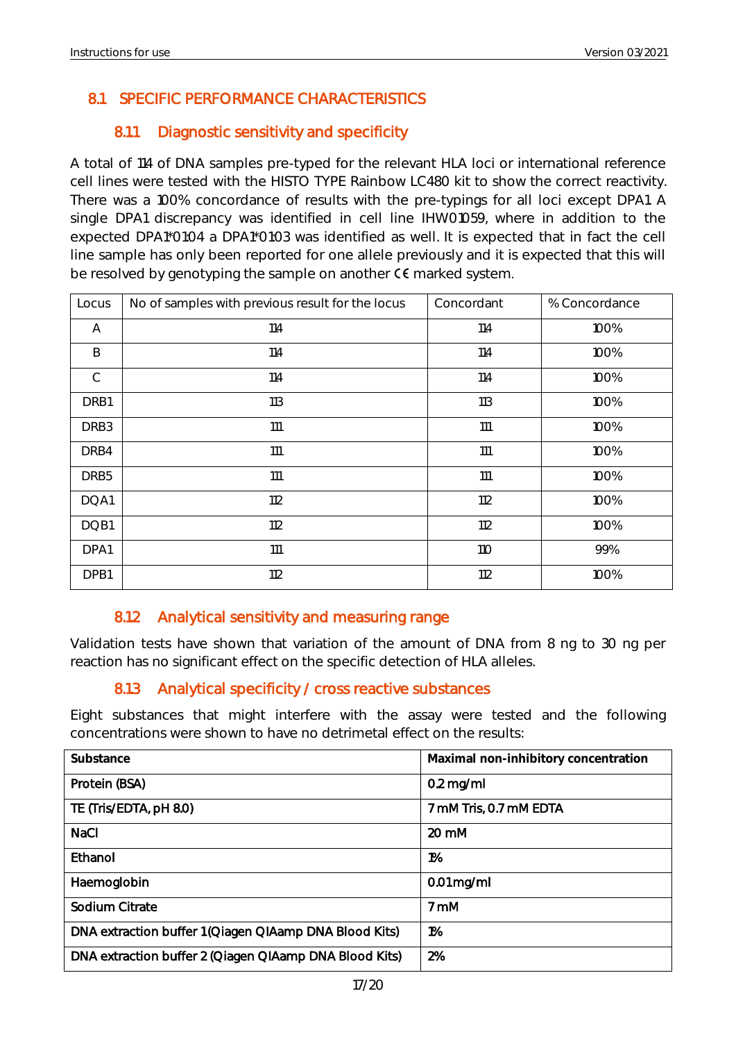## 8.1 SPECIFIC PERFORMANCE CHARACTERISTICS

### 8.1.1 Diagnostic sensitivity and specificity

A total of 114 of DNA samples pre-typed for the relevant HLA loci or international reference cell lines were tested with the HISTO TYPE Rainbow LC480 kit to show the correct reactivity. There was a 100% concordance of results with the pre-typings for all loci except DPA1. A single DPA1 discrepancy was identified in cell line IHW01059, where in addition to the expected DPA1*01:04 a DPA1*01:03 was identified as well. It is expected that in fact the cell line sample has only been reported for one allele previously and it is expected that this will be resolved by genotyping the sample on another CE marked system.

| Locus | No of samples with previous result for the locus | Concordant | % Concordance |
|---|---|---|---|
| A | 114 | 114 | 100% |
| B | 114 | 114 | 100% |
| C | 114 | 114 | 100% |
| DRB1 | 113 | 113 | 100% |
| DRB3 | 111 | 111 | 100% |
| DRB4 | 111 | 111 | 100% |
| DRB5 | 111 | 111 | 100% |
| DQA1 | 112 | 112 | 100% |
| DQB1 | 112 | 112 | 100% |
| DPA1 | 111 | 110 | 99% |
| DPB1 | 112 | 112 | 100% |

### 8.1.2 Analytical sensitivity and measuring range

Validation tests have shown that variation of the amount of DNA from 8 ng to 30 ng per reaction has no significant effect on the specific detection of HLA alleles.

### 8.1.3 Analytical specificity / cross reactive substances

Eight substances that might interfere with the assay were tested and the following concentrations were shown to have no detrimetal effect on the results:

| Substance | Maximal non-inhibitory concentration |
|---|---|
| Protein (BSA) | 0.2 mg/ml |
| TE (Tris/EDTA, pH 8.0) | 7 mM Tris, 0.7 mM EDTA |
| NaCl | 20 mM |
| Ethanol | 1% |
| Haemoglobin | 0.01 mg/ml |
| Sodium Citrate | 7 mM |
| DNA extraction buffer 1 (Qiagen QIAamp DNA Blood Kits) | 1% |
| DNA extraction buffer 2 (Qiagen QIAamp DNA Blood Kits) | 2% |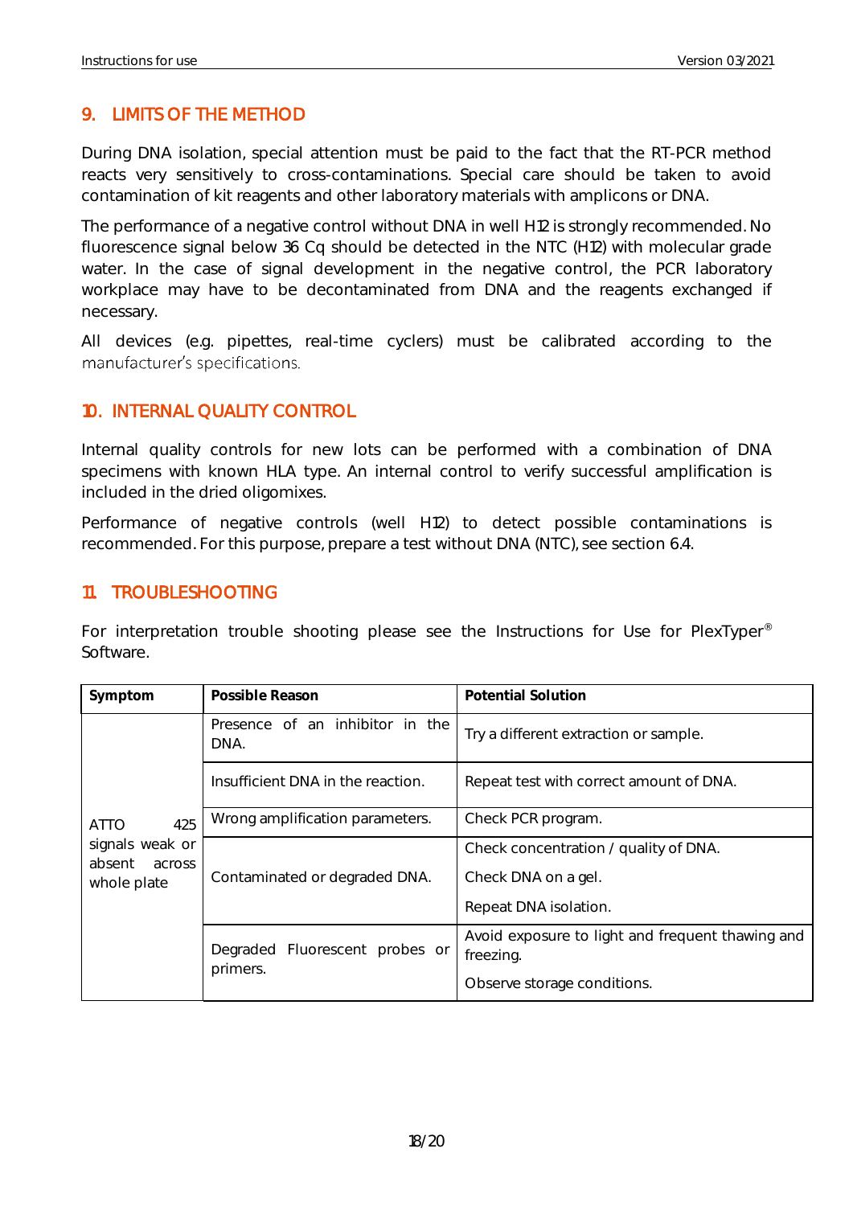## 9. LIMITS OF THE METHOD

During DNA isolation, special attention must be paid to the fact that the RT-PCR method reacts very sensitively to cross-contaminations. Special care should be taken to avoid contamination of kit reagents and other laboratory materials with amplicons or DNA.

The performance of a negative control without DNA in well H12 is strongly recommended. No fluorescence signal below 36 Cq should be detected in the NTC (H12) with molecular grade water. In the case of signal development in the negative control, the PCR laboratory workplace may have to be decontaminated from DNA and the reagents exchanged if necessary.

All devices (e.g. pipettes, real-time cyclers) must be calibrated according to the manufacturer's specifications.

## 10. INTERNAL QUALITY CONTROL

Internal quality controls for new lots can be performed with a combination of DNA specimens with known HLA type. An internal control to verify successful amplification is included in the dried oligomixes.

Performance of negative controls (well H12) to detect possible contaminations is recommended. For this purpose, prepare a test without DNA (NTC), see section 6.4.

## 11. TROUBLESHOOTING

For interpretation trouble shooting please see the Instructions for Use for PlexTyper® Software.

| Symptom | Possible Reason | Potential Solution |
|---|---|---|
| ATTO 425 signals weak or absent across whole plate | Presence of an inhibitor in the DNA. | Try a different extraction or sample. |
| | Insufficient DNA in the reaction. | Repeat test with correct amount of DNA. |
| | Wrong amplification parameters. | Check PCR program. |
| | Contaminated or degraded DNA. | Check concentration / quality of DNA.<br>Check DNA on a gel.<br>Repeat DNA isolation. |
| | Degraded Fluorescent probes or primers. | Avoid exposure to light and frequent thawing and freezing.<br>Observe storage conditions. |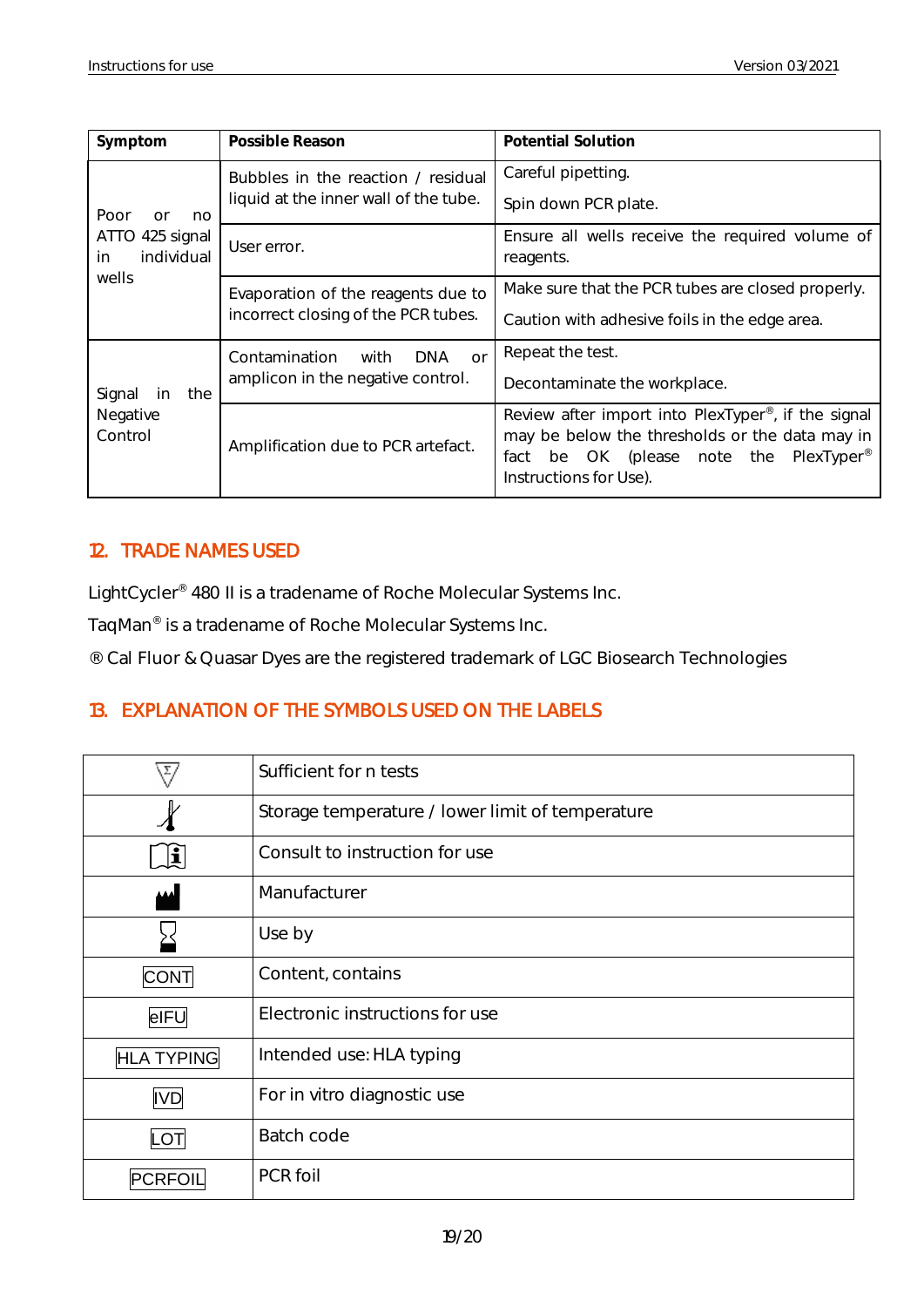| Symptom | Possible Reason | Potential Solution |
|---|---|---|
| Poor or no ATTO 425 signal in individual wells | Bubbles in the reaction / residual liquid at the inner wall of the tube. | Careful pipetting.<br>Spin down PCR plate. |
| | User error. | Ensure all wells receive the required volume of reagents. |
| | Evaporation of the reagents due to incorrect closing of the PCR tubes. | Make sure that the PCR tubes are closed properly.<br>Caution with adhesive foils in the edge area. |
| Signal in the Negative Control | Contamination with DNA or amplicon in the negative control. | Repeat the test.<br>Decontaminate the workplace. |
| | Amplification due to PCR artefact. | Review after import into PlexTyper®, if the signal may be below the thresholds or the data may in fact be OK (please note the PlexTyper® Instructions for Use). |

## 12. TRADE NAMES USED

LightCycler® 480 II is a tradename of Roche Molecular Systems Inc.

TaqMan® is a tradename of Roche Molecular Systems Inc.

® Cal Fluor & Quasar Dyes are the registered trademark of LGC Biosearch Technologies

## 13. EXPLANATION OF THE SYMBOLS USED ON THE LABELS

| Symbol | Explanation |
|---|---|
| Σ | Sufficient for n tests |
| | Storage temperature / lower limit of temperature |
| | Consult to instruction for use |
| | Manufacturer |
| | Use by |
| CONT | Content, contains |
| eIFU | Electronic instructions for use |
| HLA TYPING | Intended use: HLA typing |
| IVD | For in vitro diagnostic use |
| LOT | Batch code |
| PCRFOIL | PCR foil |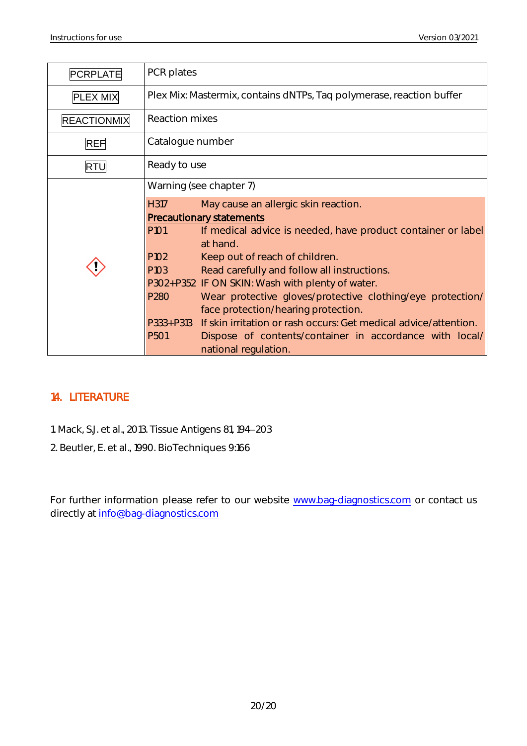| | |
|---|---|
| PCRPLATE | PCR plates |
| PLEX MIX | Plex Mix: Mastermix, contains dNTPs, Taq polymerase, reaction buffer |
| REACTIONMIX | Reaction mixes |
| REF | Catalogue number |
| RTU | Ready to use |
| ⚠ | Warning (see chapter 7)<br>H317 May cause an allergic skin reaction.<br>**Precautionary statements**<br>P101 If medical advice is needed, have product container or label at hand.<br>P102 Keep out of reach of children.<br>P103 Read carefully and follow all instructions.<br>P302+P352 IF ON SKIN: Wash with plenty of water.<br>P280 Wear protective gloves/protective clothing/eye protection/ face protection/hearing protection.<br>P333+P313 If skin irritation or rash occurs: Get medical advice/attention.<br>P501 Dispose of contents/container in accordance with local/ national regulation. |

## 14. LITERATURE

1. Mack, S.J. et al., 2013. Tissue Antigens 81, 194–203

2. Beutler, E. et al., 1990. BioTechniques 9:166

For further information please refer to our website www.bag-diagnostics.com or contact us directly at info@bag-diagnostics.com